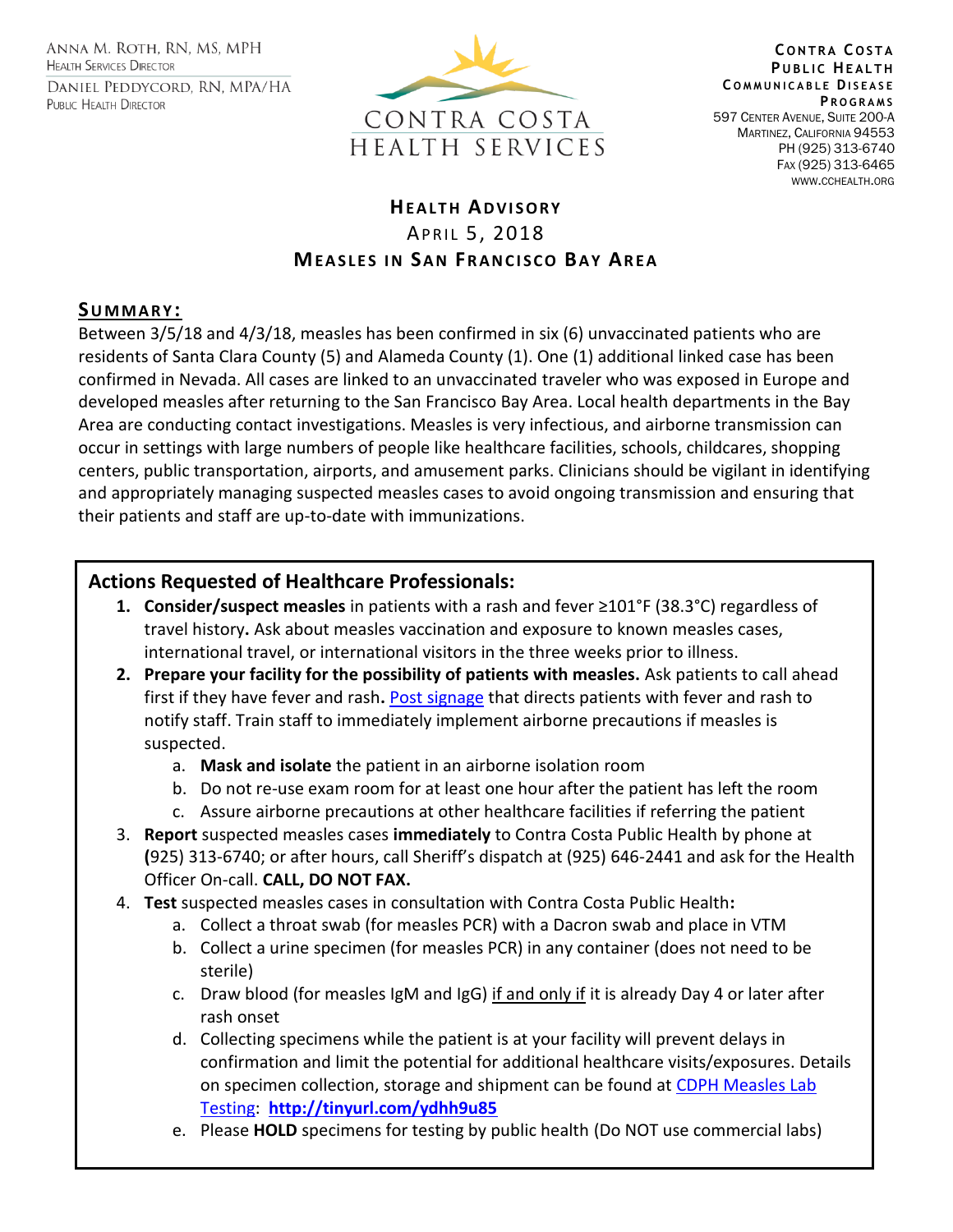Anna M. Roth, RN, MS, MPH
Health Services Director

Daniel Peddycord, RN, MPA/HA
Public Health Director

CONTRA COSTA HEALTH SERVICES

**Contra Costa Public Health Communicable Disease Programs**
597 Center Avenue, Suite 200-A
Martinez, California 94553
PH (925) 313-6740
Fax (925) 313-6465
www.cchealth.org

# Health Advisory

April 5, 2018

**Measles in San Francisco Bay Area**

## Summary:

Between 3/5/18 and 4/3/18, measles has been confirmed in six (6) unvaccinated patients who are residents of Santa Clara County (5) and Alameda County (1). One (1) additional linked case has been confirmed in Nevada. All cases are linked to an unvaccinated traveler who was exposed in Europe and developed measles after returning to the San Francisco Bay Area. Local health departments in the Bay Area are conducting contact investigations. Measles is very infectious, and airborne transmission can occur in settings with large numbers of people like healthcare facilities, schools, childcares, shopping centers, public transportation, airports, and amusement parks. Clinicians should be vigilant in identifying and appropriately managing suspected measles cases to avoid ongoing transmission and ensuring that their patients and staff are up-to-date with immunizations.

## Actions Requested of Healthcare Professionals:

1. **Consider/suspect measles** in patients with a rash and fever ≥101°F (38.3°C) regardless of travel history**.** Ask about measles vaccination and exposure to known measles cases, international travel, or international visitors in the three weeks prior to illness.
2. **Prepare your facility for the possibility of patients with measles.** Ask patients to call ahead first if they have fever and rash**.** Post signage that directs patients with fever and rash to notify staff. Train staff to immediately implement airborne precautions if measles is suspected.
   a. **Mask and isolate** the patient in an airborne isolation room
   b. Do not re-use exam room for at least one hour after the patient has left the room
   c. Assure airborne precautions at other healthcare facilities if referring the patient
3. **Report** suspected measles cases **immediately** to Contra Costa Public Health by phone at **(**925) 313-6740; or after hours, call Sheriff's dispatch at (925) 646-2441 and ask for the Health Officer On-call. **CALL, DO NOT FAX.**
4. **Test** suspected measles cases in consultation with Contra Costa Public Health**:**
   a. Collect a throat swab (for measles PCR) with a Dacron swab and place in VTM
   b. Collect a urine specimen (for measles PCR) in any container (does not need to be sterile)
   c. Draw blood (for measles IgM and IgG) if and only if it is already Day 4 or later after rash onset
   d. Collecting specimens while the patient is at your facility will prevent delays in confirmation and limit the potential for additional healthcare visits/exposures. Details on specimen collection, storage and shipment can be found at CDPH Measles Lab Testing: **http://tinyurl.com/ydhh9u85**
   e. Please **HOLD** specimens for testing by public health (Do NOT use commercial labs)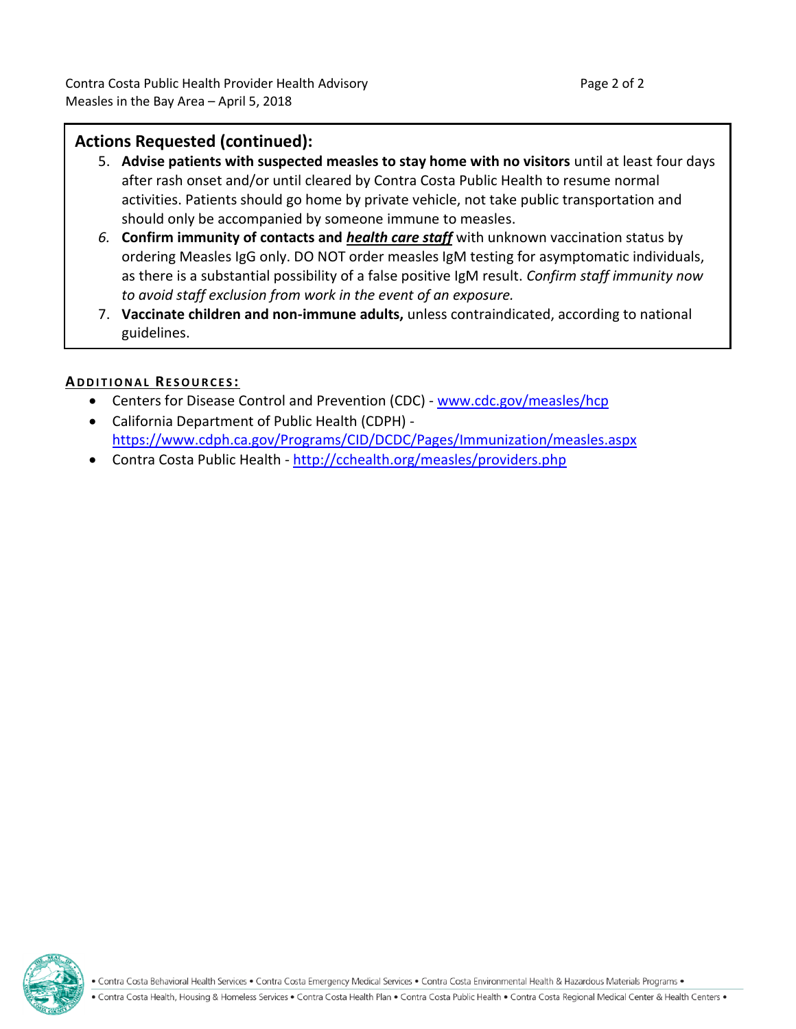## Actions Requested (continued):

5. **Advise patients with suspected measles to stay home with no visitors** until at least four days after rash onset and/or until cleared by Contra Costa Public Health to resume normal activities. Patients should go home by private vehicle, not take public transportation and should only be accompanied by someone immune to measles.
6. **Confirm immunity of contacts and *health care staff*** with unknown vaccination status by ordering Measles IgG only. DO NOT order measles IgM testing for asymptomatic individuals, as there is a substantial possibility of a false positive IgM result. *Confirm staff immunity now to avoid staff exclusion from work in the event of an exposure.*
7. **Vaccinate children and non-immune adults,** unless contraindicated, according to national guidelines.

**ADDITIONAL RESOURCES:**

- Centers for Disease Control and Prevention (CDC) - www.cdc.gov/measles/hcp
- California Department of Public Health (CDPH) - https://www.cdph.ca.gov/Programs/CID/DCDC/Pages/Immunization/measles.aspx
- Contra Costa Public Health - http://cchealth.org/measles/providers.php